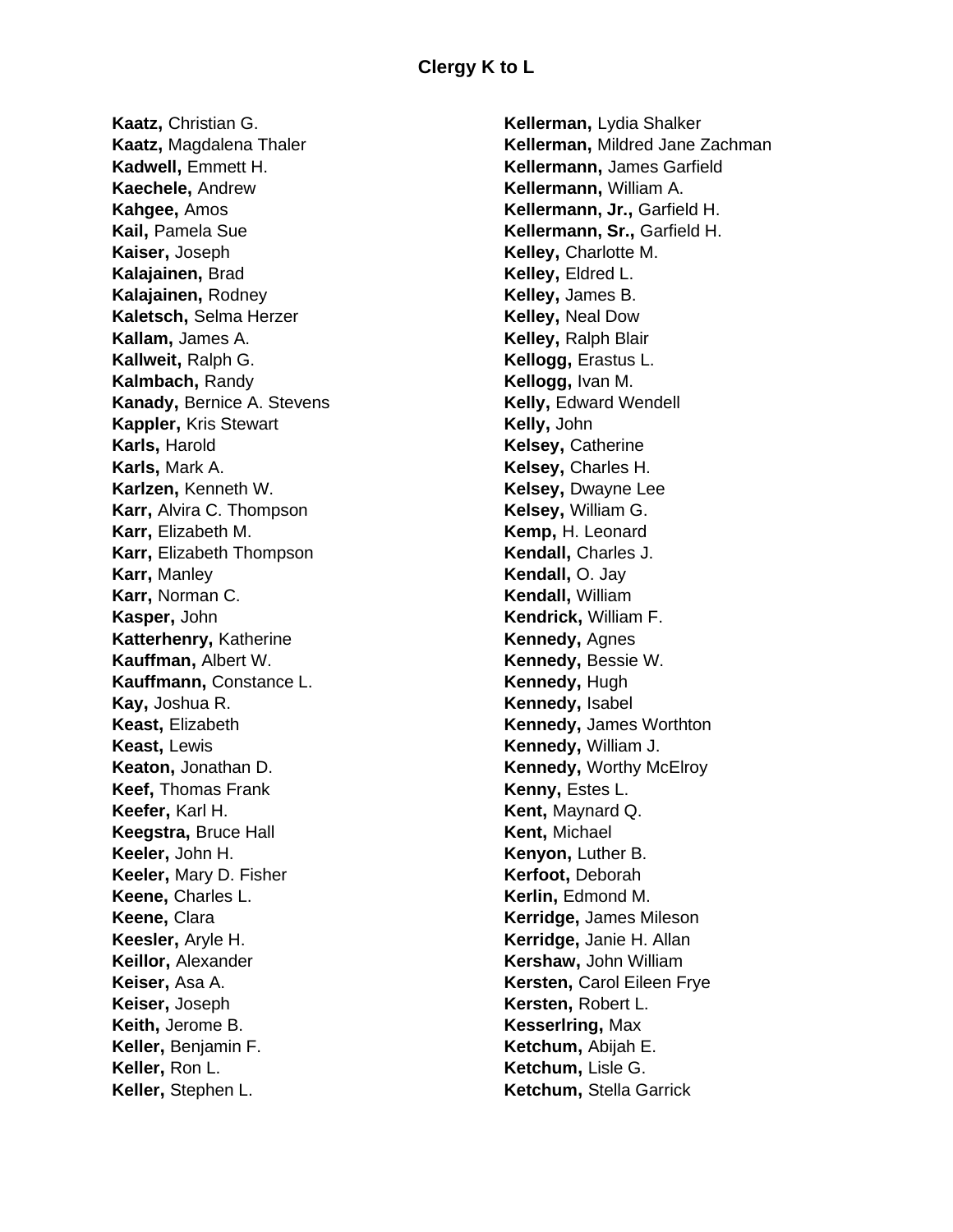# Clergy K to L

**Kaatz,** Christian G.
**Kaatz,** Magdalena Thaler
**Kadwell,** Emmett H.
**Kaechele,** Andrew
**Kahgee,** Amos
**Kail,** Pamela Sue
**Kaiser,** Joseph
**Kalajainen,** Brad
**Kalajainen,** Rodney
**Kaletsch,** Selma Herzer
**Kallam,** James A.
**Kallweit,** Ralph G.
**Kalmbach,** Randy
**Kanady,** Bernice A. Stevens
**Kappler,** Kris Stewart
**Karls,** Harold
**Karls,** Mark A.
**Karlzen,** Kenneth W.
**Karr,** Alvira C. Thompson
**Karr,** Elizabeth M.
**Karr,** Elizabeth Thompson
**Karr,** Manley
**Karr,** Norman C.
**Kasper,** John
**Katterhenry,** Katherine
**Kauffman,** Albert W.
**Kauffmann,** Constance L.
**Kay,** Joshua R.
**Keast,** Elizabeth
**Keast,** Lewis
**Keaton,** Jonathan D.
**Keef,** Thomas Frank
**Keefer,** Karl H.
**Keegstra,** Bruce Hall
**Keeler,** John H.
**Keeler,** Mary D. Fisher
**Keene,** Charles L.
**Keene,** Clara
**Keesler,** Aryle H.
**Keillor,** Alexander
**Keiser,** Asa A.
**Keiser,** Joseph
**Keith,** Jerome B.
**Keller,** Benjamin F.
**Keller,** Ron L.
**Keller,** Stephen L.
**Kellerman,** Lydia Shalker
**Kellerman,** Mildred Jane Zachman
**Kellermann,** James Garfield
**Kellermann,** William A.
**Kellermann, Jr.,** Garfield H.
**Kellermann, Sr.,** Garfield H.
**Kelley,** Charlotte M.
**Kelley,** Eldred L.
**Kelley,** James B.
**Kelley,** Neal Dow
**Kelley,** Ralph Blair
**Kellogg,** Erastus L.
**Kellogg,** Ivan M.
**Kelly,** Edward Wendell
**Kelly,** John
**Kelsey,** Catherine
**Kelsey,** Charles H.
**Kelsey,** Dwayne Lee
**Kelsey,** William G.
**Kemp,** H. Leonard
**Kendall,** Charles J.
**Kendall,** O. Jay
**Kendall,** William
**Kendrick,** William F.
**Kennedy,** Agnes
**Kennedy,** Bessie W.
**Kennedy,** Hugh
**Kennedy,** Isabel
**Kennedy,** James Worthton
**Kennedy,** William J.
**Kennedy,** Worthy McElroy
**Kenny,** Estes L.
**Kent,** Maynard Q.
**Kent,** Michael
**Kenyon,** Luther B.
**Kerfoot,** Deborah
**Kerlin,** Edmond M.
**Kerridge,** James Mileson
**Kerridge,** Janie H. Allan
**Kershaw,** John William
**Kersten,** Carol Eileen Frye
**Kersten,** Robert L.
**Kesserlring,** Max
**Ketchum,** Abijah E.
**Ketchum,** Lisle G.
**Ketchum,** Stella Garrick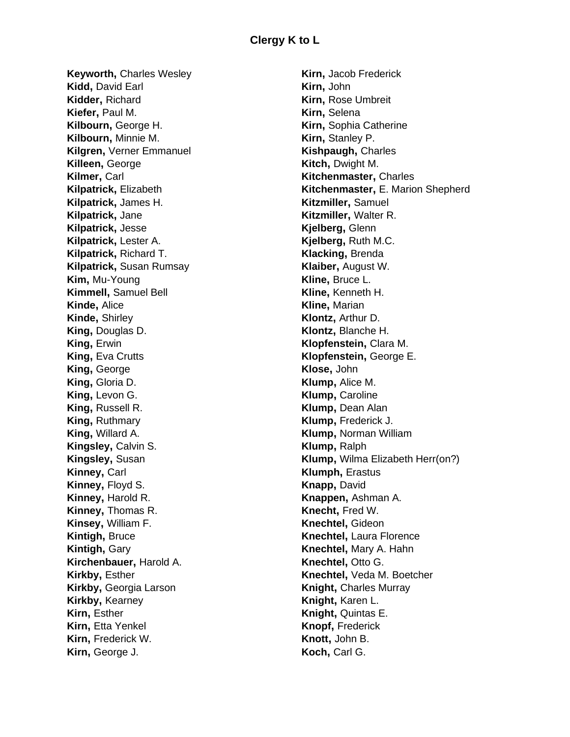# Clergy K to L

**Keyworth,** Charles Wesley
**Kidd,** David Earl
**Kidder,** Richard
**Kiefer,** Paul M.
**Kilbourn,** George H.
**Kilbourn,** Minnie M.
**Kilgren,** Verner Emmanuel
**Killeen,** George
**Kilmer,** Carl
**Kilpatrick,** Elizabeth
**Kilpatrick,** James H.
**Kilpatrick,** Jane
**Kilpatrick,** Jesse
**Kilpatrick,** Lester A.
**Kilpatrick,** Richard T.
**Kilpatrick,** Susan Rumsay
**Kim,** Mu-Young
**Kimmell,** Samuel Bell
**Kinde,** Alice
**Kinde,** Shirley
**King,** Douglas D.
**King,** Erwin
**King,** Eva Crutts
**King,** George
**King,** Gloria D.
**King,** Levon G.
**King,** Russell R.
**King,** Ruthmary
**King,** Willard A.
**Kingsley,** Calvin S.
**Kingsley,** Susan
**Kinney,** Carl
**Kinney,** Floyd S.
**Kinney,** Harold R.
**Kinney,** Thomas R.
**Kinsey,** William F.
**Kintigh,** Bruce
**Kintigh,** Gary
**Kirchenbauer,** Harold A.
**Kirkby,** Esther
**Kirkby,** Georgia Larson
**Kirkby,** Kearney
**Kirn,** Esther
**Kirn,** Etta Yenkel
**Kirn,** Frederick W.
**Kirn,** George J.
**Kirn,** Jacob Frederick
**Kirn,** John
**Kirn,** Rose Umbreit
**Kirn,** Selena
**Kirn,** Sophia Catherine
**Kirn,** Stanley P.
**Kishpaugh,** Charles
**Kitch,** Dwight M.
**Kitchenmaster,** Charles
**Kitchenmaster,** E. Marion Shepherd
**Kitzmiller,** Samuel
**Kitzmiller,** Walter R.
**Kjelberg,** Glenn
**Kjelberg,** Ruth M.C.
**Klacking,** Brenda
**Klaiber,** August W.
**Kline,** Bruce L.
**Kline,** Kenneth H.
**Kline,** Marian
**Klontz,** Arthur D.
**Klontz,** Blanche H.
**Klopfenstein,** Clara M.
**Klopfenstein,** George E.
**Klose,** John
**Klump,** Alice M.
**Klump,** Caroline
**Klump,** Dean Alan
**Klump,** Frederick J.
**Klump,** Norman William
**Klump,** Ralph
**Klump,** Wilma Elizabeth Herr(on?)
**Klumph,** Erastus
**Knapp,** David
**Knappen,** Ashman A.
**Knecht,** Fred W.
**Knechtel,** Gideon
**Knechtel,** Laura Florence
**Knechtel,** Mary A. Hahn
**Knechtel,** Otto G.
**Knechtel,** Veda M. Boetcher
**Knight,** Charles Murray
**Knight,** Karen L.
**Knight,** Quintas E.
**Knopf,** Frederick
**Knott,** John B.
**Koch,** Carl G.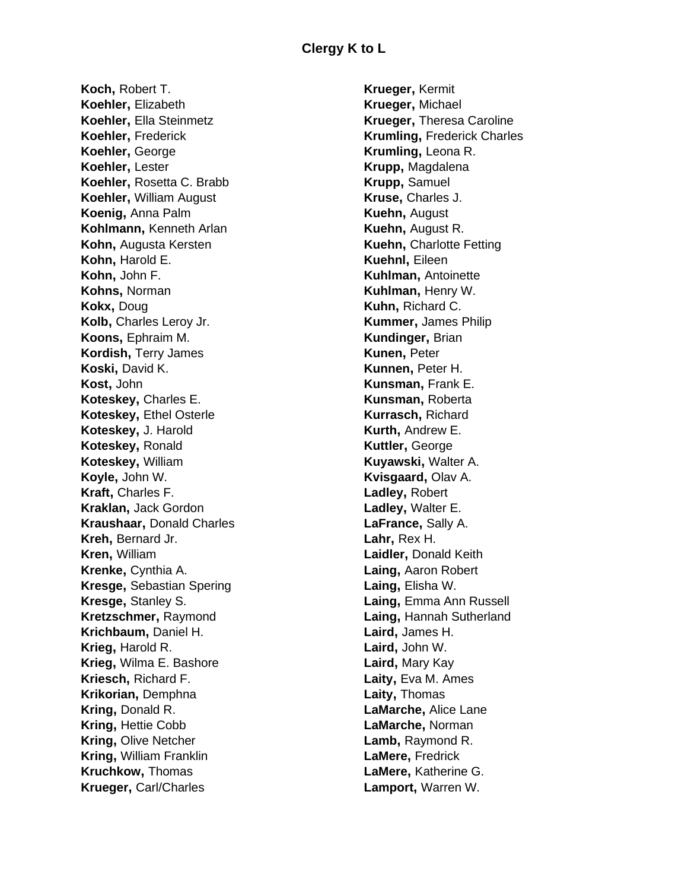# Clergy K to L

**Koch,** Robert T.
**Koehler,** Elizabeth
**Koehler,** Ella Steinmetz
**Koehler,** Frederick
**Koehler,** George
**Koehler,** Lester
**Koehler,** Rosetta C. Brabb
**Koehler,** William August
**Koenig,** Anna Palm
**Kohlmann,** Kenneth Arlan
**Kohn,** Augusta Kersten
**Kohn,** Harold E.
**Kohn,** John F.
**Kohns,** Norman
**Kokx,** Doug
**Kolb,** Charles Leroy Jr.
**Koons,** Ephraim M.
**Kordish,** Terry James
**Koski,** David K.
**Kost,** John
**Koteskey,** Charles E.
**Koteskey,** Ethel Osterle
**Koteskey,** J. Harold
**Koteskey,** Ronald
**Koteskey,** William
**Koyle,** John W.
**Kraft,** Charles F.
**Kraklan,** Jack Gordon
**Kraushaar,** Donald Charles
**Kreh,** Bernard Jr.
**Kren,** William
**Krenke,** Cynthia A.
**Kresge,** Sebastian Spering
**Kresge,** Stanley S.
**Kretzschmer,** Raymond
**Krichbaum,** Daniel H.
**Krieg,** Harold R.
**Krieg,** Wilma E. Bashore
**Kriesch,** Richard F.
**Krikorian,** Demphna
**Kring,** Donald R.
**Kring,** Hettie Cobb
**Kring,** Olive Netcher
**Kring,** William Franklin
**Kruchkow,** Thomas
**Krueger,** Carl/Charles
**Krueger,** Kermit
**Krueger,** Michael
**Krueger,** Theresa Caroline
**Krumling,** Frederick Charles
**Krumling,** Leona R.
**Krupp,** Magdalena
**Krupp,** Samuel
**Kruse,** Charles J.
**Kuehn,** August
**Kuehn,** August R.
**Kuehn,** Charlotte Fetting
**Kuehnl,** Eileen
**Kuhlman,** Antoinette
**Kuhlman,** Henry W.
**Kuhn,** Richard C.
**Kummer,** James Philip
**Kundinger,** Brian
**Kunen,** Peter
**Kunnen,** Peter H.
**Kunsman,** Frank E.
**Kunsman,** Roberta
**Kurrasch,** Richard
**Kurth,** Andrew E.
**Kuttler,** George
**Kuyawski,** Walter A.
**Kvisgaard,** Olav A.
**Ladley,** Robert
**Ladley,** Walter E.
**LaFrance,** Sally A.
**Lahr,** Rex H.
**Laidler,** Donald Keith
**Laing,** Aaron Robert
**Laing,** Elisha W.
**Laing,** Emma Ann Russell
**Laing,** Hannah Sutherland
**Laird,** James H.
**Laird,** John W.
**Laird,** Mary Kay
**Laity,** Eva M. Ames
**Laity,** Thomas
**LaMarche,** Alice Lane
**LaMarche,** Norman
**Lamb,** Raymond R.
**LaMere,** Fredrick
**LaMere,** Katherine G.
**Lamport,** Warren W.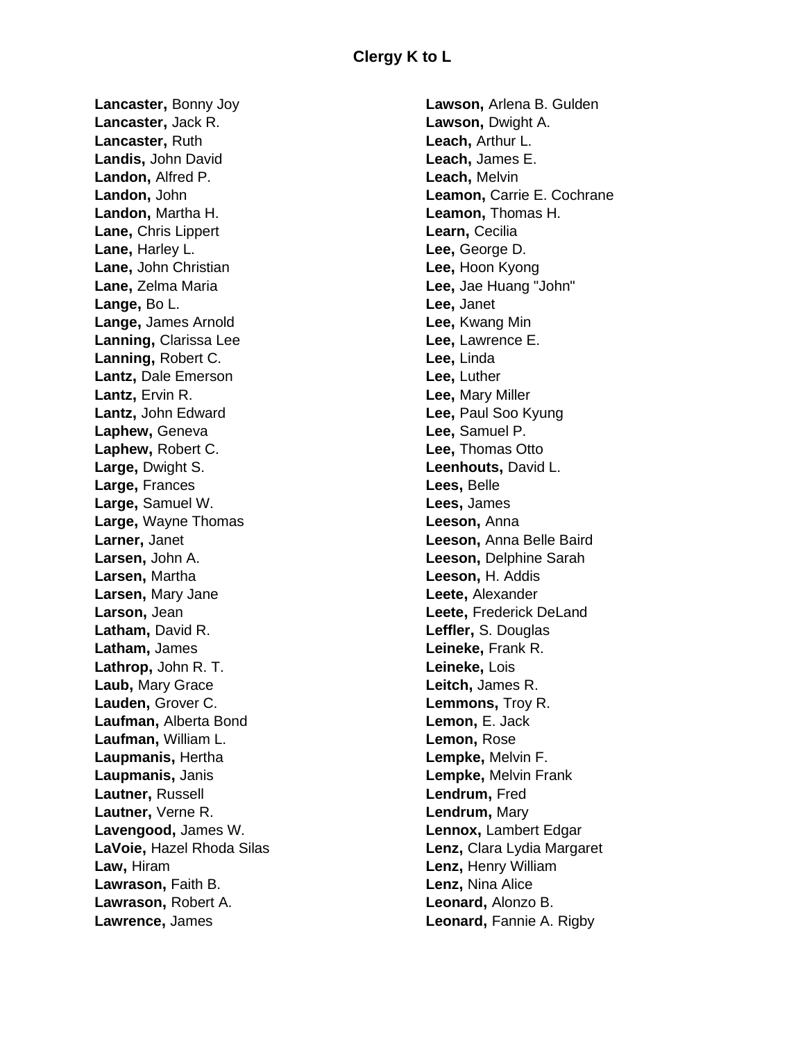# Clergy K to L

**Lancaster,** Bonny Joy
**Lancaster,** Jack R.
**Lancaster,** Ruth
**Landis,** John David
**Landon,** Alfred P.
**Landon,** John
**Landon,** Martha H.
**Lane,** Chris Lippert
**Lane,** Harley L.
**Lane,** John Christian
**Lane,** Zelma Maria
**Lange,** Bo L.
**Lange,** James Arnold
**Lanning,** Clarissa Lee
**Lanning,** Robert C.
**Lantz,** Dale Emerson
**Lantz,** Ervin R.
**Lantz,** John Edward
**Laphew,** Geneva
**Laphew,** Robert C.
**Large,** Dwight S.
**Large,** Frances
**Large,** Samuel W.
**Large,** Wayne Thomas
**Larner,** Janet
**Larsen,** John A.
**Larsen,** Martha
**Larsen,** Mary Jane
**Larson,** Jean
**Latham,** David R.
**Latham,** James
**Lathrop,** John R. T.
**Laub,** Mary Grace
**Lauden,** Grover C.
**Laufman,** Alberta Bond
**Laufman,** William L.
**Laupmanis,** Hertha
**Laupmanis,** Janis
**Lautner,** Russell
**Lautner,** Verne R.
**Lavengood,** James W.
**LaVoie,** Hazel Rhoda Silas
**Law,** Hiram
**Lawrason,** Faith B.
**Lawrason,** Robert A.
**Lawrence,** James
**Lawson,** Arlena B. Gulden
**Lawson,** Dwight A.
**Leach,** Arthur L.
**Leach,** James E.
**Leach,** Melvin
**Leamon,** Carrie E. Cochrane
**Leamon,** Thomas H.
**Learn,** Cecilia
**Lee,** George D.
**Lee,** Hoon Kyong
**Lee,** Jae Huang "John"
**Lee,** Janet
**Lee,** Kwang Min
**Lee,** Lawrence E.
**Lee,** Linda
**Lee,** Luther
**Lee,** Mary Miller
**Lee,** Paul Soo Kyung
**Lee,** Samuel P.
**Lee,** Thomas Otto
**Leenhouts,** David L.
**Lees,** Belle
**Lees,** James
**Leeson,** Anna
**Leeson,** Anna Belle Baird
**Leeson,** Delphine Sarah
**Leeson,** H. Addis
**Leete,** Alexander
**Leete,** Frederick DeLand
**Leffler,** S. Douglas
**Leineke,** Frank R.
**Leineke,** Lois
**Leitch,** James R.
**Lemmons,** Troy R.
**Lemon,** E. Jack
**Lemon,** Rose
**Lempke,** Melvin F.
**Lempke,** Melvin Frank
**Lendrum,** Fred
**Lendrum,** Mary
**Lennox,** Lambert Edgar
**Lenz,** Clara Lydia Margaret
**Lenz,** Henry William
**Lenz,** Nina Alice
**Leonard,** Alonzo B.
**Leonard,** Fannie A. Rigby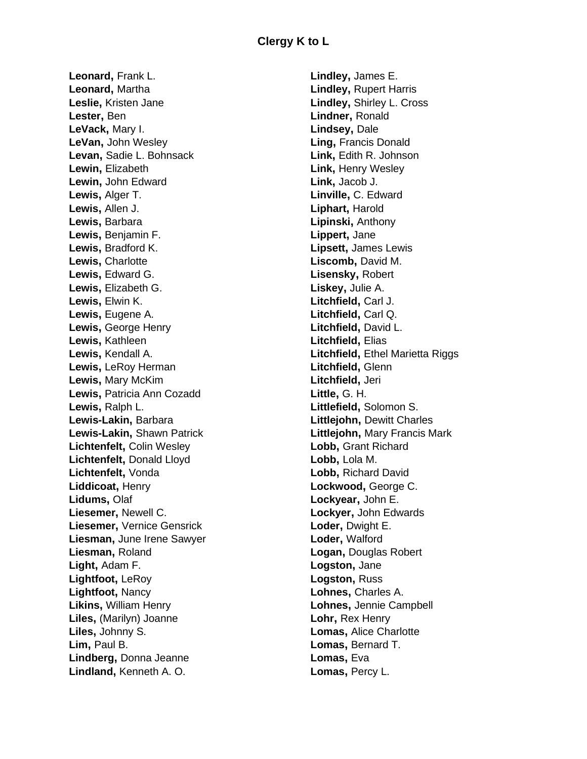# Clergy K to L

**Leonard,** Frank L.
**Leonard,** Martha
**Leslie,** Kristen Jane
**Lester,** Ben
**LeVack,** Mary I.
**LeVan,** John Wesley
**Levan,** Sadie L. Bohnsack
**Lewin,** Elizabeth
**Lewin,** John Edward
**Lewis,** Alger T.
**Lewis,** Allen J.
**Lewis,** Barbara
**Lewis,** Benjamin F.
**Lewis,** Bradford K.
**Lewis,** Charlotte
**Lewis,** Edward G.
**Lewis,** Elizabeth G.
**Lewis,** Elwin K.
**Lewis,** Eugene A.
**Lewis,** George Henry
**Lewis,** Kathleen
**Lewis,** Kendall A.
**Lewis,** LeRoy Herman
**Lewis,** Mary McKim
**Lewis,** Patricia Ann Cozadd
**Lewis,** Ralph L.
**Lewis-Lakin,** Barbara
**Lewis-Lakin,** Shawn Patrick
**Lichtenfelt,** Colin Wesley
**Lichtenfelt,** Donald Lloyd
**Lichtenfelt,** Vonda
**Liddicoat,** Henry
**Lidums,** Olaf
**Liesemer,** Newell C.
**Liesemer,** Vernice Gensrick
**Liesman,** June Irene Sawyer
**Liesman,** Roland
**Light,** Adam F.
**Lightfoot,** LeRoy
**Lightfoot,** Nancy
**Likins,** William Henry
**Liles,** (Marilyn) Joanne
**Liles,** Johnny S.
**Lim,** Paul B.
**Lindberg,** Donna Jeanne
**Lindland,** Kenneth A. O.
**Lindley,** James E.
**Lindley,** Rupert Harris
**Lindley,** Shirley L. Cross
**Lindner,** Ronald
**Lindsey,** Dale
**Ling,** Francis Donald
**Link,** Edith R. Johnson
**Link,** Henry Wesley
**Link,** Jacob J.
**Linville,** C. Edward
**Liphart,** Harold
**Lipinski,** Anthony
**Lippert,** Jane
**Lipsett,** James Lewis
**Liscomb,** David M.
**Lisensky,** Robert
**Liskey,** Julie A.
**Litchfield,** Carl J.
**Litchfield,** Carl Q.
**Litchfield,** David L.
**Litchfield,** Elias
**Litchfield,** Ethel Marietta Riggs
**Litchfield,** Glenn
**Litchfield,** Jeri
**Little,** G. H.
**Littlefield,** Solomon S.
**Littlejohn,** Dewitt Charles
**Littlejohn,** Mary Francis Mark
**Lobb,** Grant Richard
**Lobb,** Lola M.
**Lobb,** Richard David
**Lockwood,** George C.
**Lockyear,** John E.
**Lockyer,** John Edwards
**Loder,** Dwight E.
**Loder,** Walford
**Logan,** Douglas Robert
**Logston,** Jane
**Logston,** Russ
**Lohnes,** Charles A.
**Lohnes,** Jennie Campbell
**Lohr,** Rex Henry
**Lomas,** Alice Charlotte
**Lomas,** Bernard T.
**Lomas,** Eva
**Lomas,** Percy L.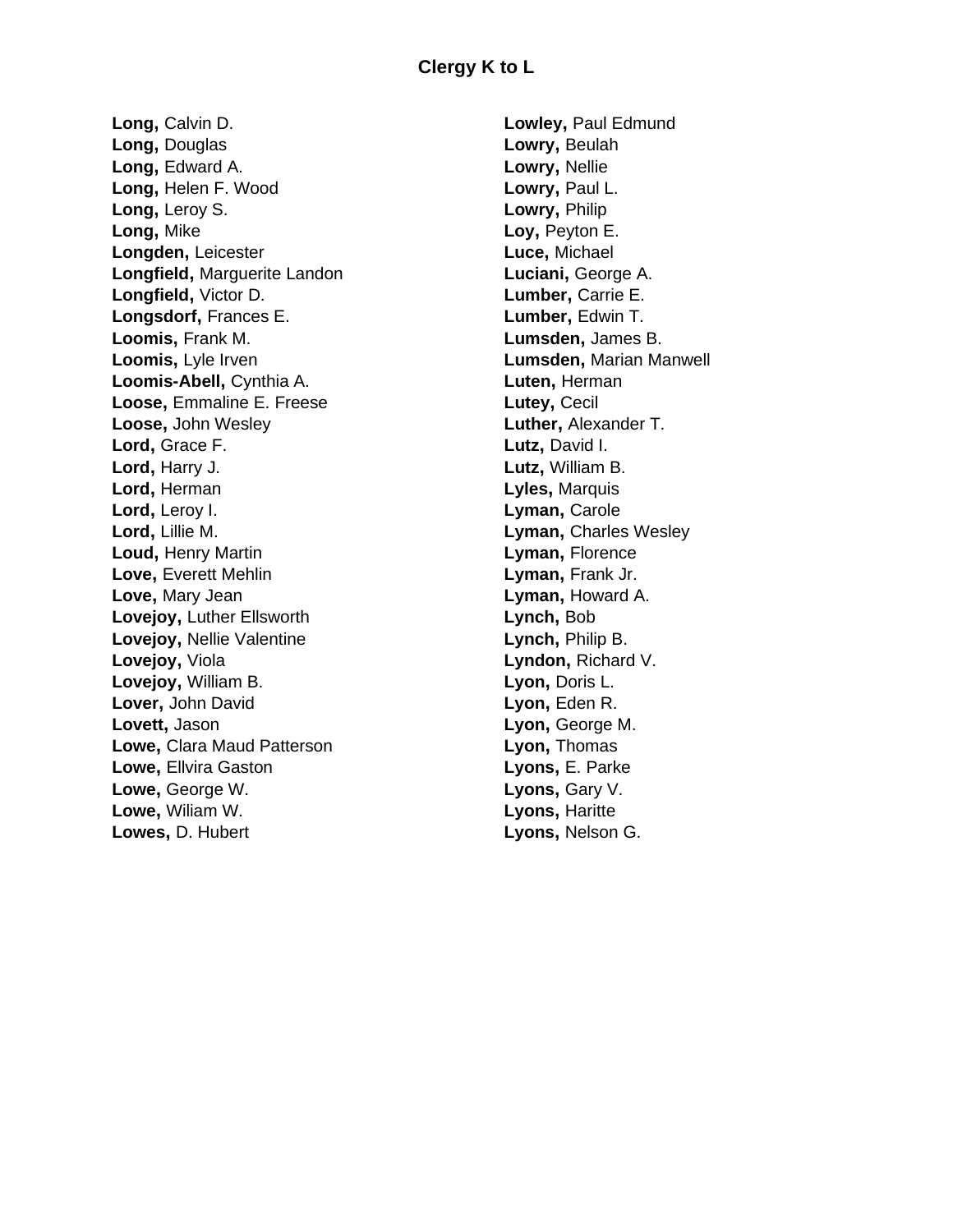# Clergy K to L

**Long,** Calvin D.
**Long,** Douglas
**Long,** Edward A.
**Long,** Helen F. Wood
**Long,** Leroy S.
**Long,** Mike
**Longden,** Leicester
**Longfield,** Marguerite Landon
**Longfield,** Victor D.
**Longsdorf,** Frances E.
**Loomis,** Frank M.
**Loomis,** Lyle Irven
**Loomis-Abell,** Cynthia A.
**Loose,** Emmaline E. Freese
**Loose,** John Wesley
**Lord,** Grace F.
**Lord,** Harry J.
**Lord,** Herman
**Lord,** Leroy I.
**Lord,** Lillie M.
**Loud,** Henry Martin
**Love,** Everett Mehlin
**Love,** Mary Jean
**Lovejoy,** Luther Ellsworth
**Lovejoy,** Nellie Valentine
**Lovejoy,** Viola
**Lovejoy,** William B.
**Lover,** John David
**Lovett,** Jason
**Lowe,** Clara Maud Patterson
**Lowe,** Ellvira Gaston
**Lowe,** George W.
**Lowe,** Wiliam W.
**Lowes,** D. Hubert
**Lowley,** Paul Edmund
**Lowry,** Beulah
**Lowry,** Nellie
**Lowry,** Paul L.
**Lowry,** Philip
**Loy,** Peyton E.
**Luce,** Michael
**Luciani,** George A.
**Lumber,** Carrie E.
**Lumber,** Edwin T.
**Lumsden,** James B.
**Lumsden,** Marian Manwell
**Luten,** Herman
**Lutey,** Cecil
**Luther,** Alexander T.
**Lutz,** David I.
**Lutz,** William B.
**Lyles,** Marquis
**Lyman,** Carole
**Lyman,** Charles Wesley
**Lyman,** Florence
**Lyman,** Frank Jr.
**Lyman,** Howard A.
**Lynch,** Bob
**Lynch,** Philip B.
**Lyndon,** Richard V.
**Lyon,** Doris L.
**Lyon,** Eden R.
**Lyon,** George M.
**Lyon,** Thomas
**Lyons,** E. Parke
**Lyons,** Gary V.
**Lyons,** Haritte
**Lyons,** Nelson G.